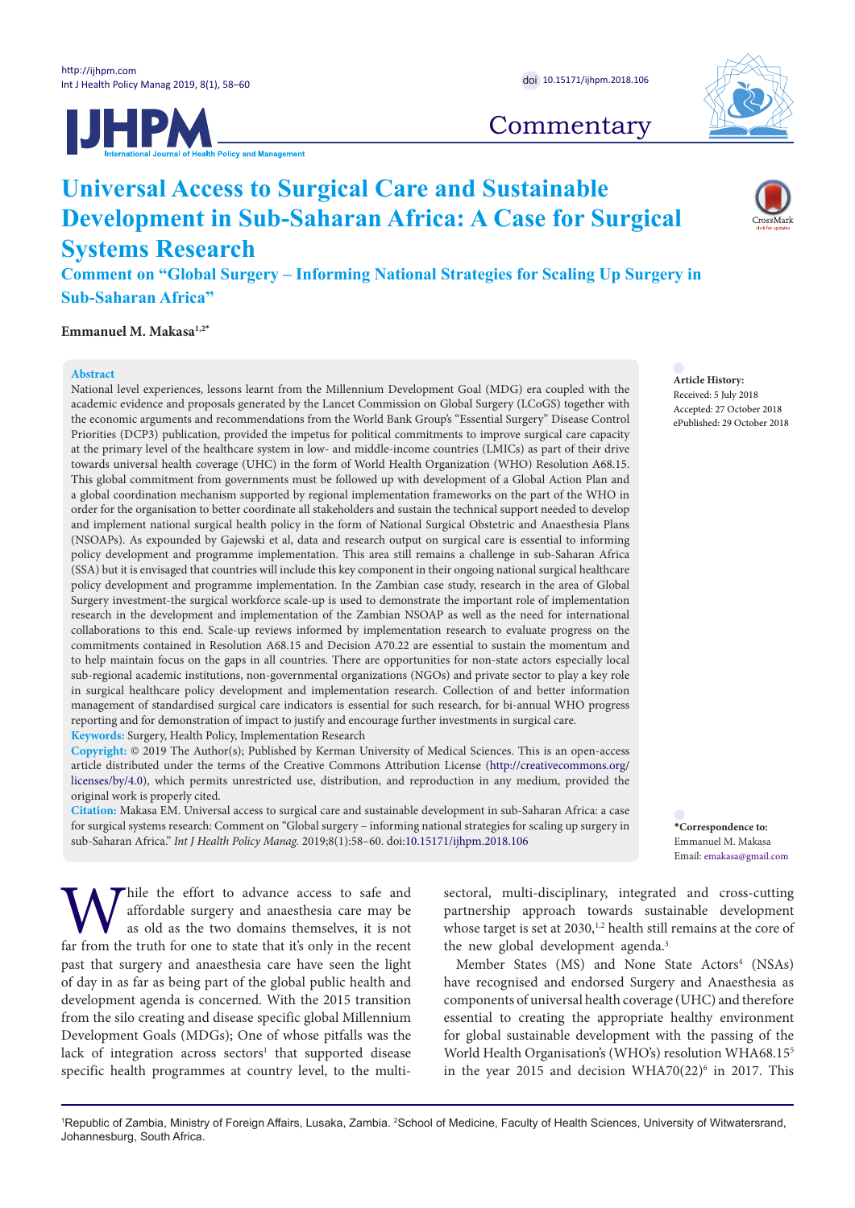Commentary

# Universal Access to Surgical Care and Sustainable Development in Sub-Saharan Africa: A Case for Surgical Systems Research

## Comment on "Global Surgery – Informing National Strategies for Scaling Up Surgery in Sub-Saharan Africa"

**Emmanuel M. Makasa**[1,2*]

**Abstract**

National level experiences, lessons learnt from the Millennium Development Goal (MDG) era coupled with the academic evidence and proposals generated by the Lancet Commission on Global Surgery (LCoGS) together with the economic arguments and recommendations from the World Bank Group's "Essential Surgery" Disease Control Priorities (DCP3) publication, provided the impetus for political commitments to improve surgical care capacity at the primary level of the healthcare system in low- and middle-income countries (LMICs) as part of their drive towards universal health coverage (UHC) in the form of World Health Organization (WHO) Resolution A68.15. This global commitment from governments must be followed up with development of a Global Action Plan and a global coordination mechanism supported by regional implementation frameworks on the part of the WHO in order for the organisation to better coordinate all stakeholders and sustain the technical support needed to develop and implement national surgical health policy in the form of National Surgical Obstetric and Anaesthesia Plans (NSOAPs). As expounded by Gajewski et al, data and research output on surgical care is essential to informing policy development and programme implementation. This area still remains a challenge in sub-Saharan Africa (SSA) but it is envisaged that countries will include this key component in their ongoing national surgical healthcare policy development and programme implementation. In the Zambian case study, research in the area of Global Surgery investment-the surgical workforce scale-up is used to demonstrate the important role of implementation research in the development and implementation of the Zambian NSOAP as well as the need for international collaborations to this end. Scale-up reviews informed by implementation research to evaluate progress on the commitments contained in Resolution A68.15 and Decision A70.22 are essential to sustain the momentum and to help maintain focus on the gaps in all countries. There are opportunities for non-state actors especially local sub-regional academic institutions, non-governmental organizations (NGOs) and private sector to play a key role in surgical healthcare policy development and implementation research. Collection of and better information management of standardised surgical care indicators is essential for such research, for bi-annual WHO progress reporting and for demonstration of impact to justify and encourage further investments in surgical care.

**Keywords:** Surgery, Health Policy, Implementation Research

**Copyright:** © 2019 The Author(s); Published by Kerman University of Medical Sciences. This is an open-access article distributed under the terms of the Creative Commons Attribution License (http://creativecommons.org/licenses/by/4.0), which permits unrestricted use, distribution, and reproduction in any medium, provided the original work is properly cited.

**Citation:** Makasa EM. Universal access to surgical care and sustainable development in sub-Saharan Africa: a case for surgical systems research: Comment on "Global surgery – informing national strategies for scaling up surgery in sub-Saharan Africa." *Int J Health Policy Manag.* 2019;8(1):58–60. doi:10.15171/ijhpm.2018.106

**Article History:**
Received: 5 July 2018
Accepted: 27 October 2018
ePublished: 29 October 2018

**\*Correspondence to:**
Emmanuel M. Makasa
Email: emakasa@gmail.com

While the effort to advance access to safe and affordable surgery and anaesthesia care may be as old as the two domains themselves, it is not far from the truth for one to state that it's only in the recent past that surgery and anaesthesia care have seen the light of day in as far as being part of the global public health and development agenda is concerned. With the 2015 transition from the silo creating and disease specific global Millennium Development Goals (MDGs); One of whose pitfalls was the lack of integration across sectors[1] that supported disease specific health programmes at country level, to the multi-sectoral, multi-disciplinary, integrated and cross-cutting partnership approach towards sustainable development whose target is set at 2030,[1,2] health still remains at the core of the new global development agenda.[3]

Member States (MS) and None State Actors[4] (NSAs) have recognised and endorsed Surgery and Anaesthesia as components of universal health coverage (UHC) and therefore essential to creating the appropriate healthy environment for global sustainable development with the passing of the World Health Organisation's (WHO's) resolution WHA68.15[5] in the year 2015 and decision WHA70(22)[6] in 2017. This

[1]Republic of Zambia, Ministry of Foreign Affairs, Lusaka, Zambia. [2]School of Medicine, Faculty of Health Sciences, University of Witwatersrand, Johannesburg, South Africa.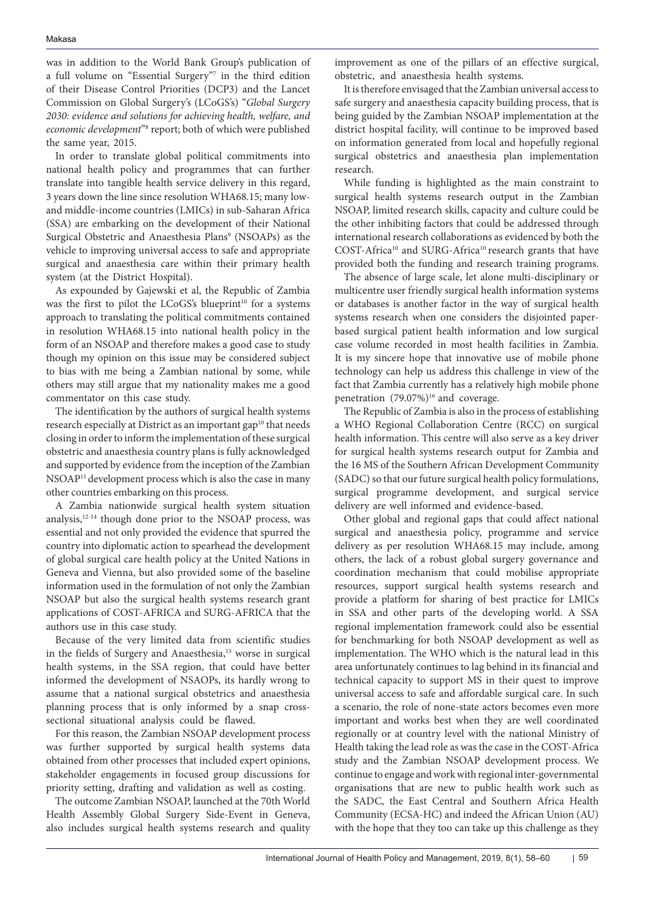was in addition to the World Bank Group's publication of a full volume on "Essential Surgery"[7] in the third edition of their Disease Control Priorities (DCP3) and the Lancet Commission on Global Surgery's (LCoGS's) "*Global Surgery 2030: evidence and solutions for achieving health, welfare, and economic development*"[8] report; both of which were published the same year, 2015.

In order to translate global political commitments into national health policy and programmes that can further translate into tangible health service delivery in this regard, 3 years down the line since resolution WHA68.15; many low- and middle-income countries (LMICs) in sub-Saharan Africa (SSA) are embarking on the development of their National Surgical Obstetric and Anaesthesia Plans[9] (NSOAPs) as the vehicle to improving universal access to safe and appropriate surgical and anaesthesia care within their primary health system (at the District Hospital).

As expounded by Gajewski et al, the Republic of Zambia was the first to pilot the LCoGS's blueprint[10] for a systems approach to translating the political commitments contained in resolution WHA68.15 into national health policy in the form of an NSOAP and therefore makes a good case to study though my opinion on this issue may be considered subject to bias with me being a Zambian national by some, while others may still argue that my nationality makes me a good commentator on this case study.

The identification by the authors of surgical health systems research especially at District as an important gap[10] that needs closing in order to inform the implementation of these surgical obstetric and anaesthesia country plans is fully acknowledged and supported by evidence from the inception of the Zambian NSOAP[11] development process which is also the case in many other countries embarking on this process.

A Zambia nationwide surgical health system situation analysis,[12-14] though done prior to the NSOAP process, was essential and not only provided the evidence that spurred the country into diplomatic action to spearhead the development of global surgical care health policy at the United Nations in Geneva and Vienna, but also provided some of the baseline information used in the formulation of not only the Zambian NSOAP but also the surgical health systems research grant applications of COST-AFRICA and SURG-AFRICA that the authors use in this case study.

Because of the very limited data from scientific studies in the fields of Surgery and Anaesthesia,[15] worse in surgical health systems, in the SSA region, that could have better informed the development of NSAOPs, its hardly wrong to assume that a national surgical obstetrics and anaesthesia planning process that is only informed by a snap cross-sectional situational analysis could be flawed.

For this reason, the Zambian NSOAP development process was further supported by surgical health systems data obtained from other processes that included expert opinions, stakeholder engagements in focused group discussions for priority setting, drafting and validation as well as costing.

The outcome Zambian NSOAP, launched at the 70th World Health Assembly Global Surgery Side-Event in Geneva, also includes surgical health systems research and quality improvement as one of the pillars of an effective surgical, obstetric, and anaesthesia health systems.

It is therefore envisaged that the Zambian universal access to safe surgery and anaesthesia capacity building process, that is being guided by the Zambian NSOAP implementation at the district hospital facility, will continue to be improved based on information generated from local and hopefully regional surgical obstetrics and anaesthesia plan implementation research.

While funding is highlighted as the main constraint to surgical health systems research output in the Zambian NSOAP, limited research skills, capacity and culture could be the other inhibiting factors that could be addressed through international research collaborations as evidenced by both the COST-Africa[10] and SURG-Africa[10] research grants that have provided both the funding and research training programs.

The absence of large scale, let alone multi-disciplinary or multicentre user friendly surgical health information systems or databases is another factor in the way of surgical health systems research when one considers the disjointed paper-based surgical patient health information and low surgical case volume recorded in most health facilities in Zambia. It is my sincere hope that innovative use of mobile phone technology can help us address this challenge in view of the fact that Zambia currently has a relatively high mobile phone penetration (79.07%)[16] and coverage.

The Republic of Zambia is also in the process of establishing a WHO Regional Collaboration Centre (RCC) on surgical health information. This centre will also serve as a key driver for surgical health systems research output for Zambia and the 16 MS of the Southern African Development Community (SADC) so that our future surgical health policy formulations, surgical programme development, and surgical service delivery are well informed and evidence-based.

Other global and regional gaps that could affect national surgical and anaesthesia policy, programme and service delivery as per resolution WHA68.15 may include, among others, the lack of a robust global surgery governance and coordination mechanism that could mobilise appropriate resources, support surgical health systems research and provide a platform for sharing of best practice for LMICs in SSA and other parts of the developing world. A SSA regional implementation framework could also be essential for benchmarking for both NSOAP development as well as implementation. The WHO which is the natural lead in this area unfortunately continues to lag behind in its financial and technical capacity to support MS in their quest to improve universal access to safe and affordable surgical care. In such a scenario, the role of none-state actors becomes even more important and works best when they are well coordinated regionally or at country level with the national Ministry of Health taking the lead role as was the case in the COST-Africa study and the Zambian NSOAP development process. We continue to engage and work with regional inter-governmental organisations that are new to public health work such as the SADC, the East Central and Southern Africa Health Community (ECSA-HC) and indeed the African Union (AU) with the hope that they too can take up this challenge as they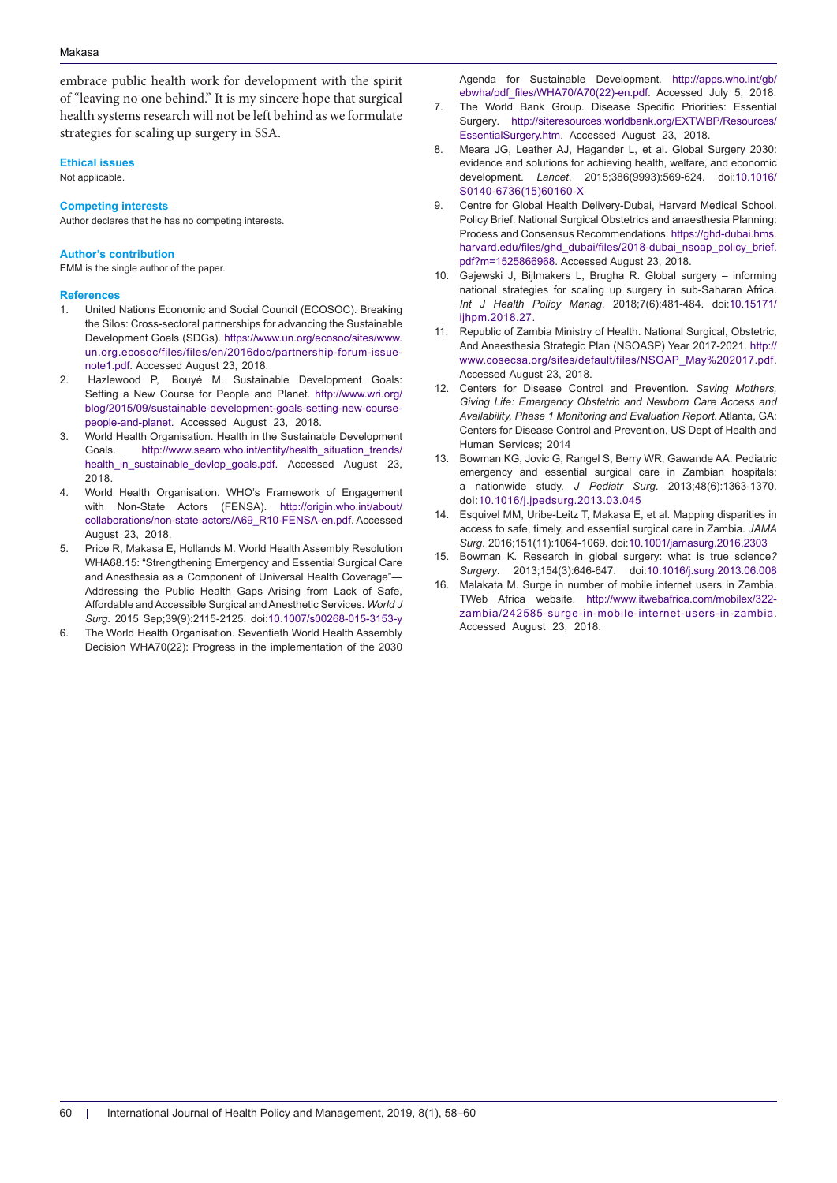embrace public health work for development with the spirit of "leaving no one behind." It is my sincere hope that surgical health systems research will not be left behind as we formulate strategies for scaling up surgery in SSA.

## Ethical issues

Not applicable.

## Competing interests

Author declares that he has no competing interests.

## Author's contribution

EMM is the single author of the paper.

## References

1. United Nations Economic and Social Council (ECOSOC). Breaking the Silos: Cross-sectoral partnerships for advancing the Sustainable Development Goals (SDGs). https://www.un.org/ecosoc/sites/www.un.org.ecosoc/files/files/en/2016doc/partnership-forum-issue-note1.pdf. Accessed August 23, 2018.
2. Hazlewood P, Bouyé M. Sustainable Development Goals: Setting a New Course for People and Planet. http://www.wri.org/blog/2015/09/sustainable-development-goals-setting-new-course-people-and-planet. Accessed August 23, 2018.
3. World Health Organisation. Health in the Sustainable Development Goals. http://www.searo.who.int/entity/health_situation_trends/health_in_sustainable_devlop_goals.pdf. Accessed August 23, 2018.
4. World Health Organisation. WHO's Framework of Engagement with Non-State Actors (FENSA). http://origin.who.int/about/collaborations/non-state-actors/A69_R10-FENSA-en.pdf. Accessed August 23, 2018.
5. Price R, Makasa E, Hollands M. World Health Assembly Resolution WHA68.15: "Strengthening Emergency and Essential Surgical Care and Anesthesia as a Component of Universal Health Coverage"—Addressing the Public Health Gaps Arising from Lack of Safe, Affordable and Accessible Surgical and Anesthetic Services. *World J Surg*. 2015 Sep;39(9):2115-2125. doi:10.1007/s00268-015-3153-y
6. The World Health Organisation. Seventieth World Health Assembly Decision WHA70(22): Progress in the implementation of the 2030 Agenda for Sustainable Development. http://apps.who.int/gb/ebwha/pdf_files/WHA70/A70(22)-en.pdf. Accessed July 5, 2018.
7. The World Bank Group. Disease Specific Priorities: Essential Surgery. http://siteresources.worldbank.org/EXTWBP/Resources/EssentialSurgery.htm. Accessed August 23, 2018.
8. Meara JG, Leather AJ, Hagander L, et al. Global Surgery 2030: evidence and solutions for achieving health, welfare, and economic development. *Lancet*. 2015;386(9993):569-624. doi:10.1016/S0140-6736(15)60160-X
9. Centre for Global Health Delivery-Dubai, Harvard Medical School. Policy Brief. National Surgical Obstetrics and anaesthesia Planning: Process and Consensus Recommendations. https://ghd-dubai.hms.harvard.edu/files/ghd_dubai/files/2018-dubai_nsoap_policy_brief.pdf?m=1525866968. Accessed August 23, 2018.
10. Gajewski J, Bijlmakers L, Brugha R. Global surgery – informing national strategies for scaling up surgery in sub-Saharan Africa. *Int J Health Policy Manag*. 2018;7(6):481-484. doi:10.15171/ijhpm.2018.27.
11. Republic of Zambia Ministry of Health. National Surgical, Obstetric, And Anaesthesia Strategic Plan (NSOASP) Year 2017-2021. http://www.cosecsa.org/sites/default/files/NSOAP_May%202017.pdf. Accessed August 23, 2018.
12. Centers for Disease Control and Prevention. *Saving Mothers, Giving Life: Emergency Obstetric and Newborn Care Access and Availability, Phase 1 Monitoring and Evaluation Report*. Atlanta, GA: Centers for Disease Control and Prevention, US Dept of Health and Human Services; 2014
13. Bowman KG, Jovic G, Rangel S, Berry WR, Gawande AA. Pediatric emergency and essential surgical care in Zambian hospitals: a nationwide study. *J Pediatr Surg*. 2013;48(6):1363-1370. doi:10.1016/j.jpedsurg.2013.03.045
14. Esquivel MM, Uribe-Leitz T, Makasa E, et al. Mapping disparities in access to safe, timely, and essential surgical care in Zambia. *JAMA Surg*. 2016;151(11):1064-1069. doi:10.1001/jamasurg.2016.2303
15. Bowman K. Research in global surgery: what is true science? *Surgery*. 2013;154(3):646-647. doi:10.1016/j.surg.2013.06.008
16. Malakata M. Surge in number of mobile internet users in Zambia. TWeb Africa website. http://www.itwebafrica.com/mobilex/322-zambia/242585-surge-in-mobile-internet-users-in-zambia. Accessed August 23, 2018.